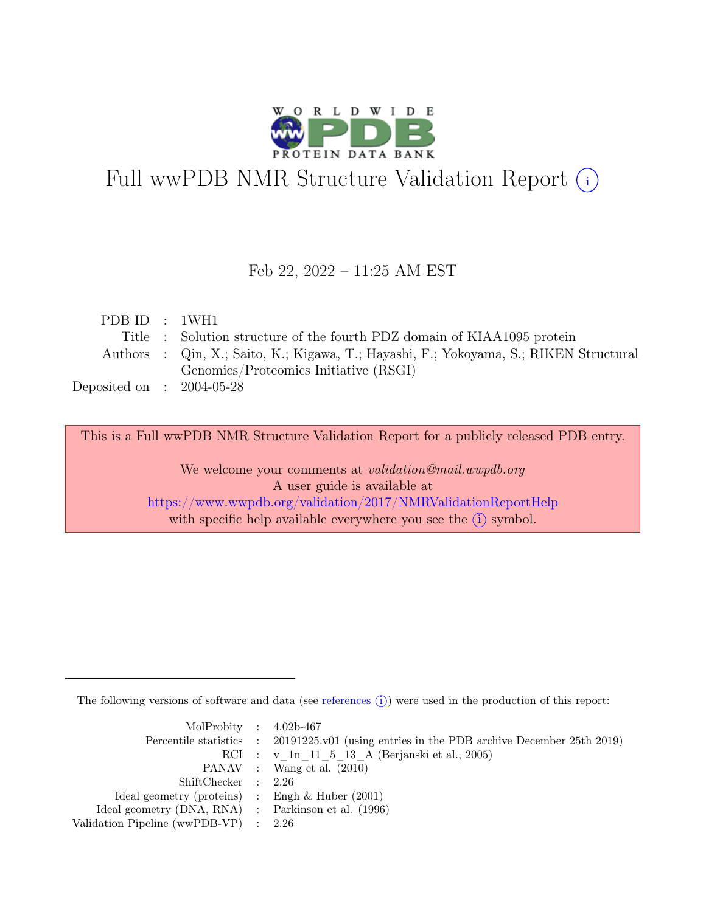# Full wwPDB NMR Structure Validation Report (i)

Feb 22, 2022 – 11:25 AM EST

| | | |
|---|---|---|
| PDB ID | : | 1WH1 |
| Title | : | Solution structure of the fourth PDZ domain of KIAA1095 protein |
| Authors | : | Qin, X.; Saito, K.; Kigawa, T.; Hayashi, F.; Yokoyama, S.; RIKEN Structural Genomics/Proteomics Initiative (RSGI) |
| Deposited on | : | 2004-05-28 |

This is a Full wwPDB NMR Structure Validation Report for a publicly released PDB entry.

We welcome your comments at *validation@mail.wwpdb.org*
A user guide is available at
https://www.wwpdb.org/validation/2017/NMRValidationReportHelp
with specific help available everywhere you see the (i) symbol.

---

The following versions of software and data (see references (i)) were used in the production of this report:

| | | |
|---|---|---|
| MolProbity | : | 4.02b-467 |
| Percentile statistics | : | 20191225.v01 (using entries in the PDB archive December 25th 2019) |
| RCI | : | v_1n_11_5_13_A (Berjanski et al., 2005) |
| PANAV | : | Wang et al. (2010) |
| ShiftChecker | : | 2.26 |
| Ideal geometry (proteins) | : | Engh & Huber (2001) |
| Ideal geometry (DNA, RNA) | : | Parkinson et al. (1996) |
| Validation Pipeline (wwPDB-VP) | : | 2.26 |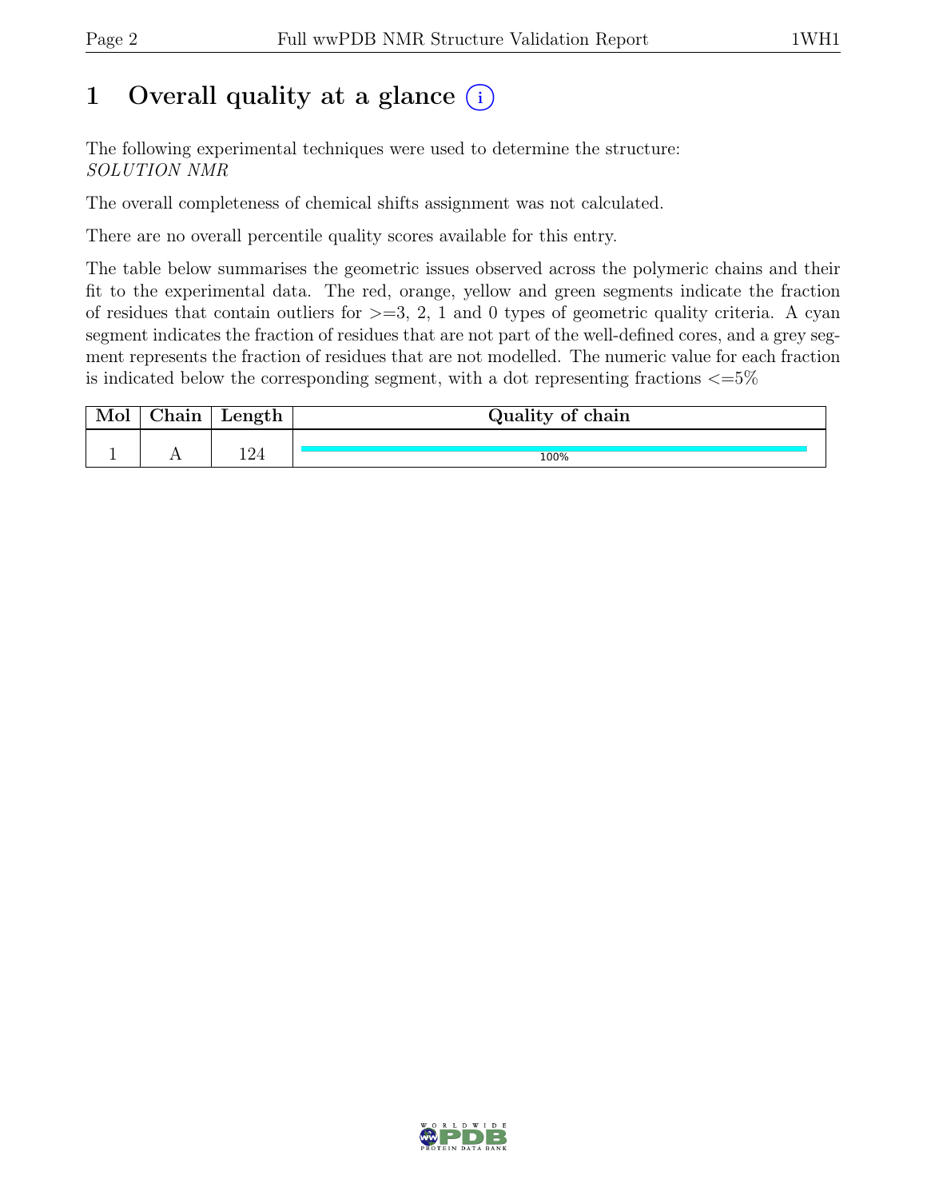# 1 Overall quality at a glance

The following experimental techniques were used to determine the structure:
*SOLUTION NMR*

The overall completeness of chemical shifts assignment was not calculated.

There are no overall percentile quality scores available for this entry.

The table below summarises the geometric issues observed across the polymeric chains and their fit to the experimental data. The red, orange, yellow and green segments indicate the fraction of residues that contain outliers for >=3, 2, 1 and 0 types of geometric quality criteria. A cyan segment indicates the fraction of residues that are not part of the well-defined cores, and a grey segment represents the fraction of residues that are not modelled. The numeric value for each fraction is indicated below the corresponding segment, with a dot representing fractions <=5%

| Mol | Chain | Length | Quality of chain |
|---|---|---|---|
| 1 | A | 124 | 100% |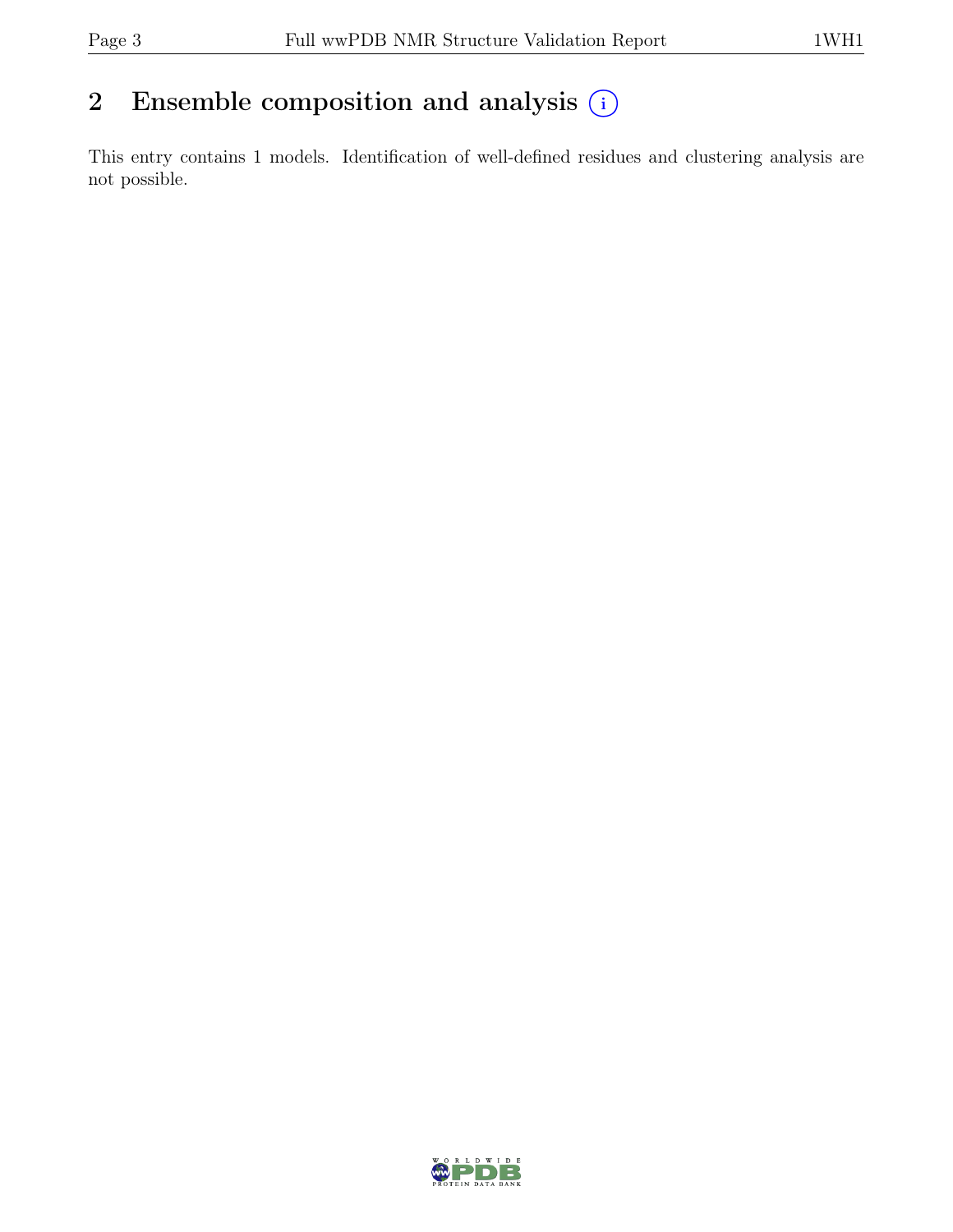## 2 Ensemble composition and analysis (i)

This entry contains 1 models. Identification of well-defined residues and clustering analysis are not possible.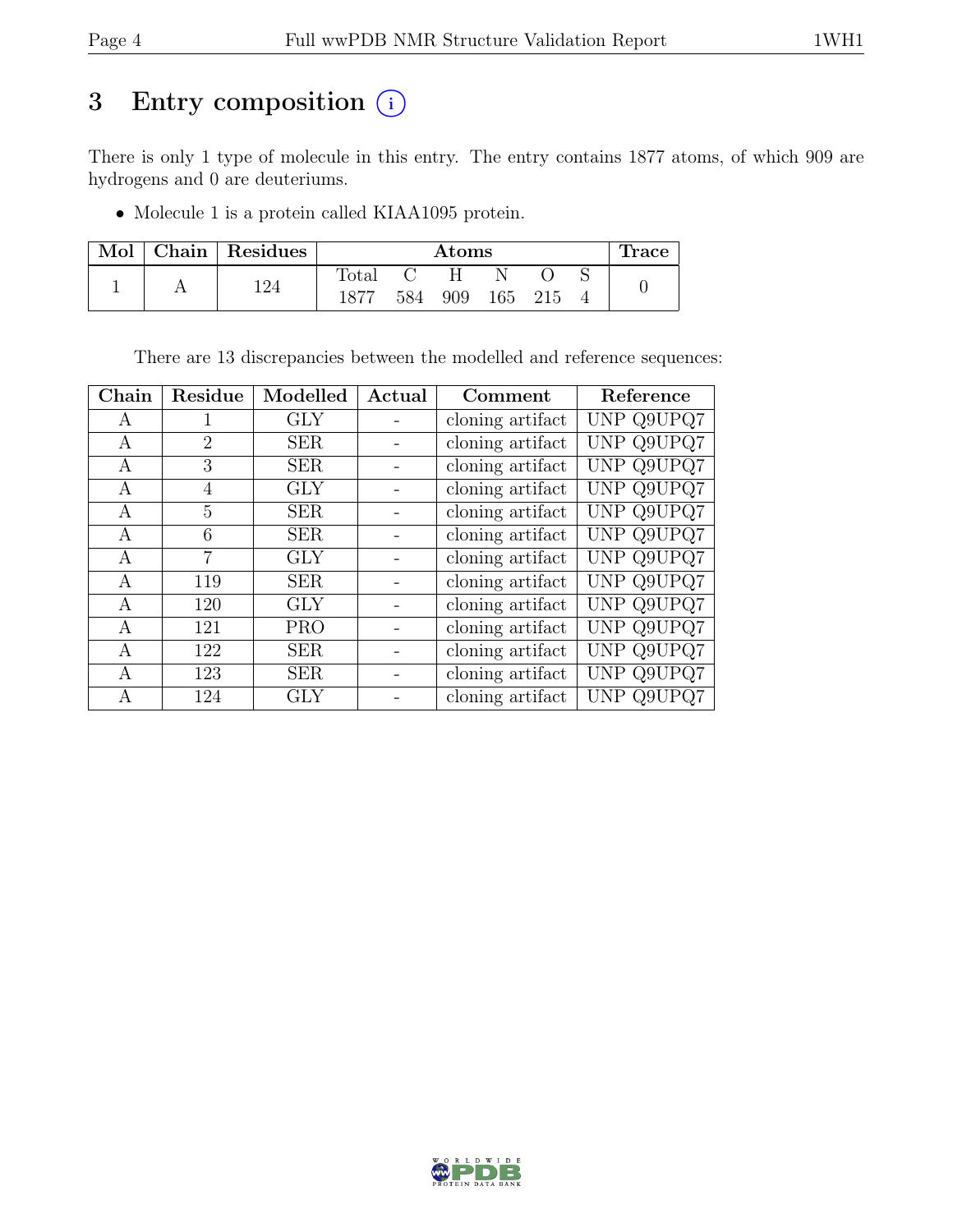# 3 Entry composition (i)

There is only 1 type of molecule in this entry. The entry contains 1877 atoms, of which 909 are hydrogens and 0 are deuteriums.

- Molecule 1 is a protein called KIAA1095 protein.

| Mol | Chain | Residues | Atoms | | | | | | Trace |
|---|---|---|---|---|---|---|---|---|---|
| | | | Total | C | H | N | O | S | |
| 1 | A | 124 | 1877 | 584 | 909 | 165 | 215 | 4 | 0 |

There are 13 discrepancies between the modelled and reference sequences:

| Chain | Residue | Modelled | Actual | Comment | Reference |
|---|---|---|---|---|---|
| A | 1 | GLY | - | cloning artifact | UNP Q9UPQ7 |
| A | 2 | SER | - | cloning artifact | UNP Q9UPQ7 |
| A | 3 | SER | - | cloning artifact | UNP Q9UPQ7 |
| A | 4 | GLY | - | cloning artifact | UNP Q9UPQ7 |
| A | 5 | SER | - | cloning artifact | UNP Q9UPQ7 |
| A | 6 | SER | - | cloning artifact | UNP Q9UPQ7 |
| A | 7 | GLY | - | cloning artifact | UNP Q9UPQ7 |
| A | 119 | SER | - | cloning artifact | UNP Q9UPQ7 |
| A | 120 | GLY | - | cloning artifact | UNP Q9UPQ7 |
| A | 121 | PRO | - | cloning artifact | UNP Q9UPQ7 |
| A | 122 | SER | - | cloning artifact | UNP Q9UPQ7 |
| A | 123 | SER | - | cloning artifact | UNP Q9UPQ7 |
| A | 124 | GLY | - | cloning artifact | UNP Q9UPQ7 |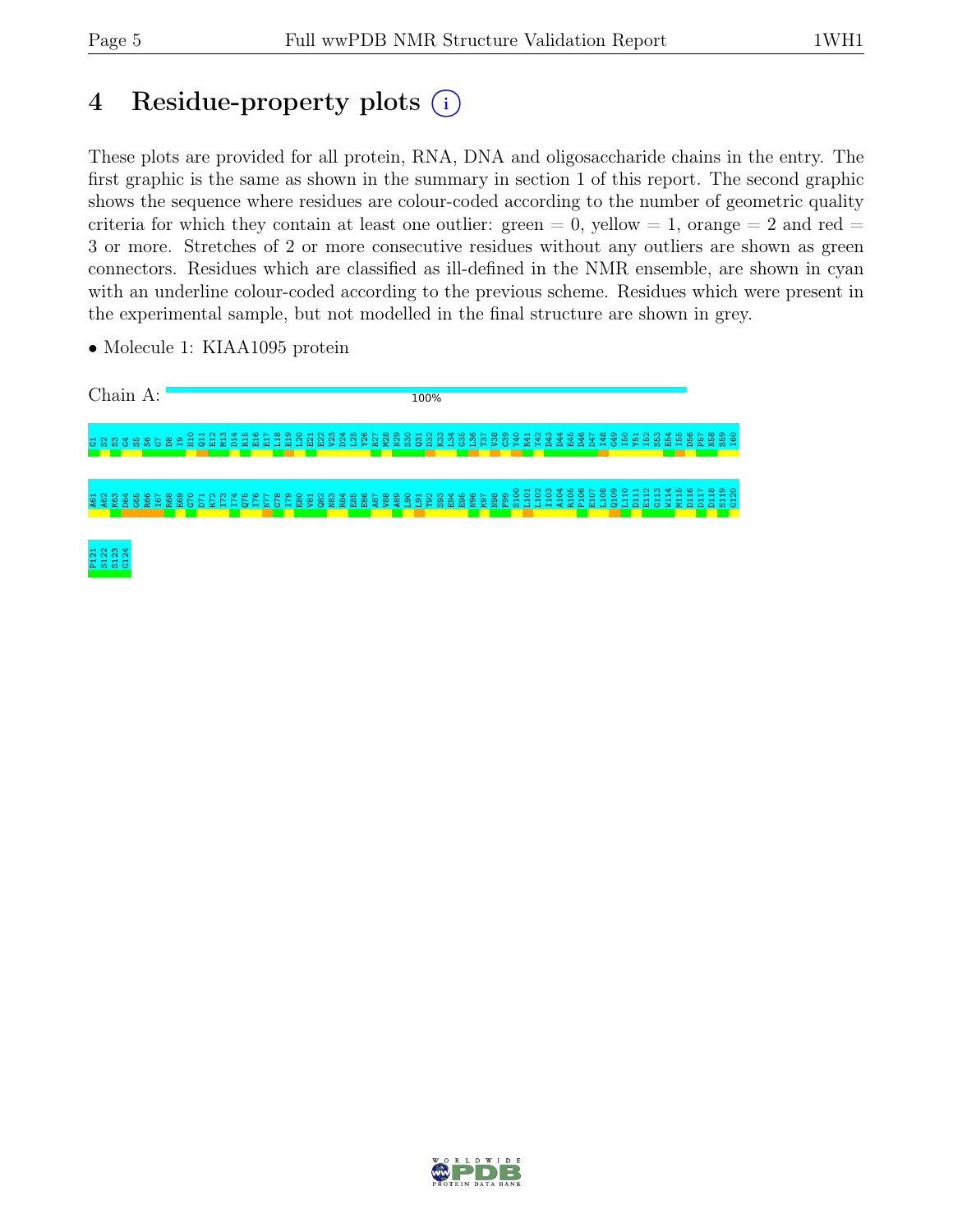# 4 Residue-property plots

These plots are provided for all protein, RNA, DNA and oligosaccharide chains in the entry. The first graphic is the same as shown in the summary in section 1 of this report. The second graphic shows the sequence where residues are colour-coded according to the number of geometric quality criteria for which they contain at least one outlier: green = 0, yellow = 1, orange = 2 and red = 3 or more. Stretches of 2 or more consecutive residues without any outliers are shown as green connectors. Residues which are classified as ill-defined in the NMR ensemble, are shown in cyan with an underline colour-coded according to the previous scheme. Residues which were present in the experimental sample, but not modelled in the final structure are shown in grey.

- Molecule 1: KIAA1095 protein

Chain A: 100%

G1 S2 S3 G4 S5 S6 G7 D8 I9 H10 Q11 E12 M13 D14 R15 E16 E17 L18 E19 L20 E21 E22 V23 D24 L25 Y26 R27 M28 N29 S30 Q31 D32 K33 L34 G35 L36 T37 V38 C39 Y40 R41 T42 D43 D44 E45 D46 D47 I48 G49 I50 Y51 I52 S53 E54 I55 D56 P57 N58 S59 I60

A61 A62 K63 D64 G65 R66 I67 R68 E69 G70 D71 R72 I73 I74 Q75 I76 N77 G78 I79 E80 V81 Q82 N83 R84 E85 E86 A87 V88 A89 L90 L91 T92 S93 E94 E95 N96 K97 N98 F99 S100 L101 L102 I103 A104 R105 P106 E107 L108 Q109 L110 D111 E112 G113 W114 M115 D116 D117 D118 S119 G120

P121 S122 S123 G124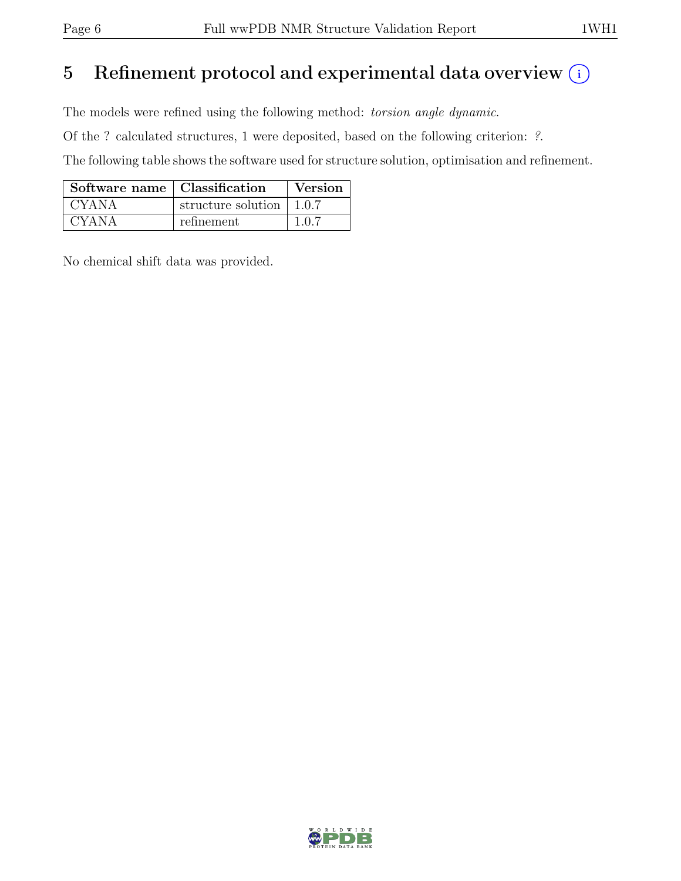# 5 Refinement protocol and experimental data overview (i)

The models were refined using the following method: *torsion angle dynamic*.

Of the ? calculated structures, 1 were deposited, based on the following criterion: *?*.

The following table shows the software used for structure solution, optimisation and refinement.

| Software name | Classification | Version |
|---|---|---|
| CYANA | structure solution | 1.0.7 |
| CYANA | refinement | 1.0.7 |

No chemical shift data was provided.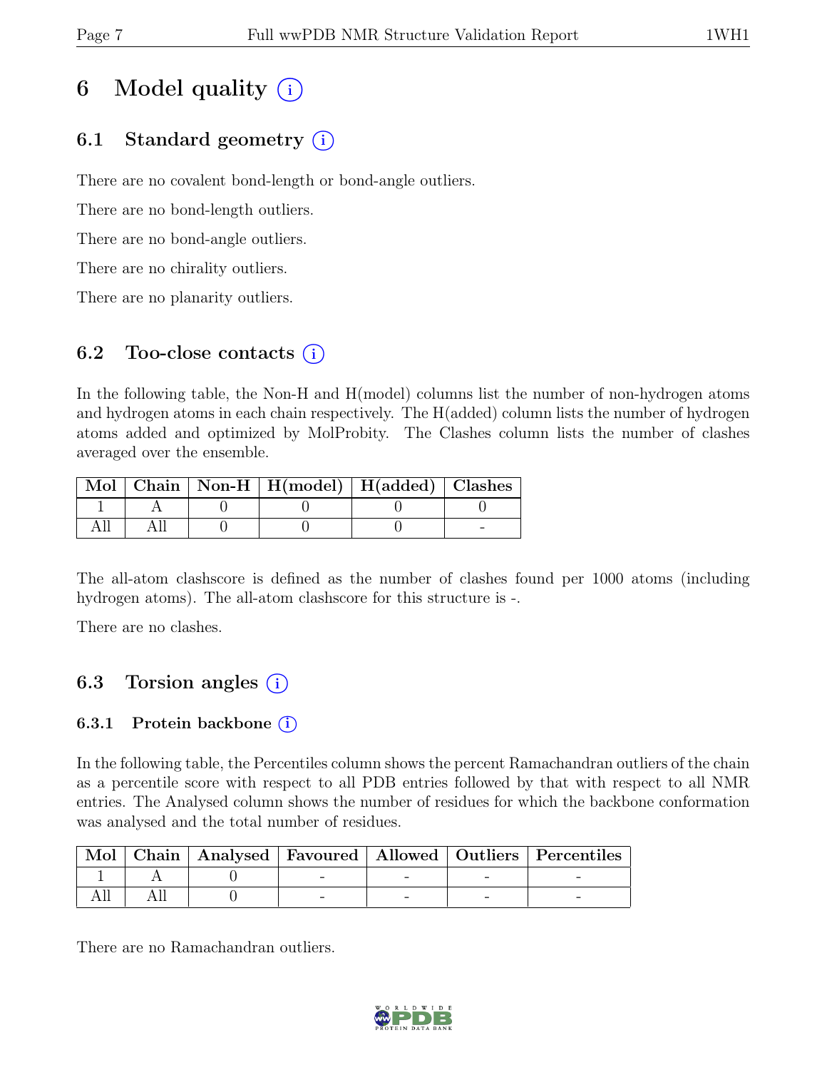# 6 Model quality (i)

## 6.1 Standard geometry (i)

There are no covalent bond-length or bond-angle outliers.

There are no bond-length outliers.

There are no bond-angle outliers.

There are no chirality outliers.

There are no planarity outliers.

## 6.2 Too-close contacts (i)

In the following table, the Non-H and H(model) columns list the number of non-hydrogen atoms and hydrogen atoms in each chain respectively. The H(added) column lists the number of hydrogen atoms added and optimized by MolProbity. The Clashes column lists the number of clashes averaged over the ensemble.

| Mol | Chain | Non-H | H(model) | H(added) | Clashes |
|---|---|---|---|---|---|
| 1 | A | 0 | 0 | 0 | 0 |
| All | All | 0 | 0 | 0 | - |

The all-atom clashscore is defined as the number of clashes found per 1000 atoms (including hydrogen atoms). The all-atom clashscore for this structure is -.

There are no clashes.

## 6.3 Torsion angles (i)

### 6.3.1 Protein backbone (i)

In the following table, the Percentiles column shows the percent Ramachandran outliers of the chain as a percentile score with respect to all PDB entries followed by that with respect to all NMR entries. The Analysed column shows the number of residues for which the backbone conformation was analysed and the total number of residues.

| Mol | Chain | Analysed | Favoured | Allowed | Outliers | Percentiles |
|---|---|---|---|---|---|---|
| 1 | A | 0 | - | - | - | - |
| All | All | 0 | - | - | - | - |

There are no Ramachandran outliers.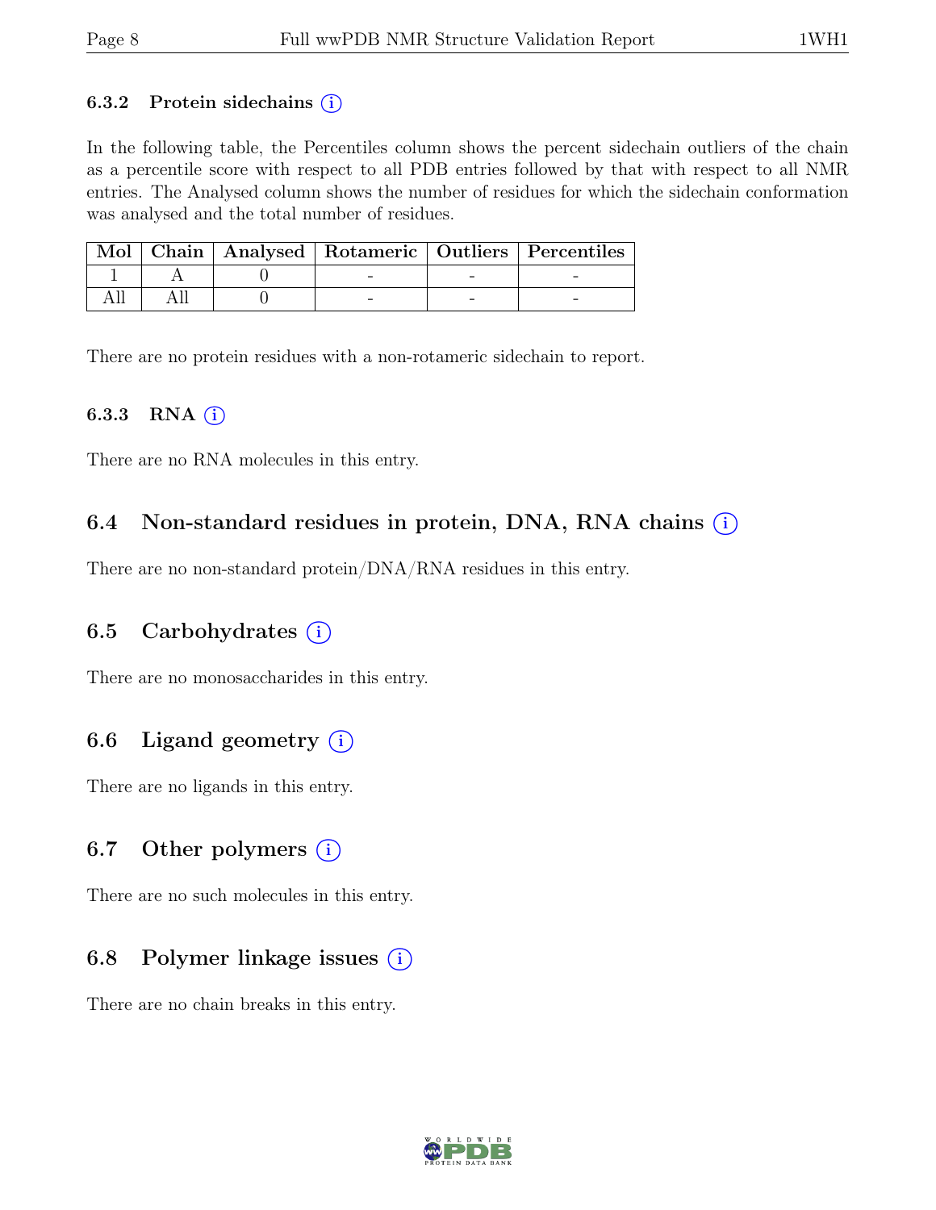### 6.3.2 Protein sidechains

In the following table, the Percentiles column shows the percent sidechain outliers of the chain as a percentile score with respect to all PDB entries followed by that with respect to all NMR entries. The Analysed column shows the number of residues for which the sidechain conformation was analysed and the total number of residues.

| Mol | Chain | Analysed | Rotameric | Outliers | Percentiles |
|---|---|---|---|---|---|
| 1 | A | 0 | - | - | - |
| All | All | 0 | - | - | - |

There are no protein residues with a non-rotameric sidechain to report.

### 6.3.3 RNA

There are no RNA molecules in this entry.

## 6.4 Non-standard residues in protein, DNA, RNA chains

There are no non-standard protein/DNA/RNA residues in this entry.

## 6.5 Carbohydrates

There are no monosaccharides in this entry.

## 6.6 Ligand geometry

There are no ligands in this entry.

## 6.7 Other polymers

There are no such molecules in this entry.

## 6.8 Polymer linkage issues

There are no chain breaks in this entry.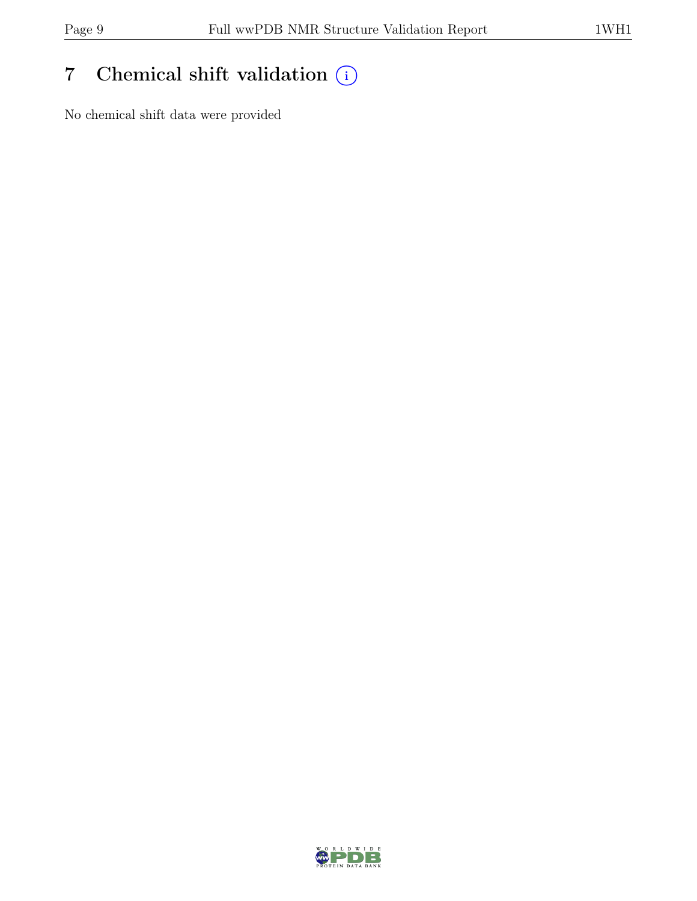# 7 Chemical shift validation (i)

No chemical shift data were provided